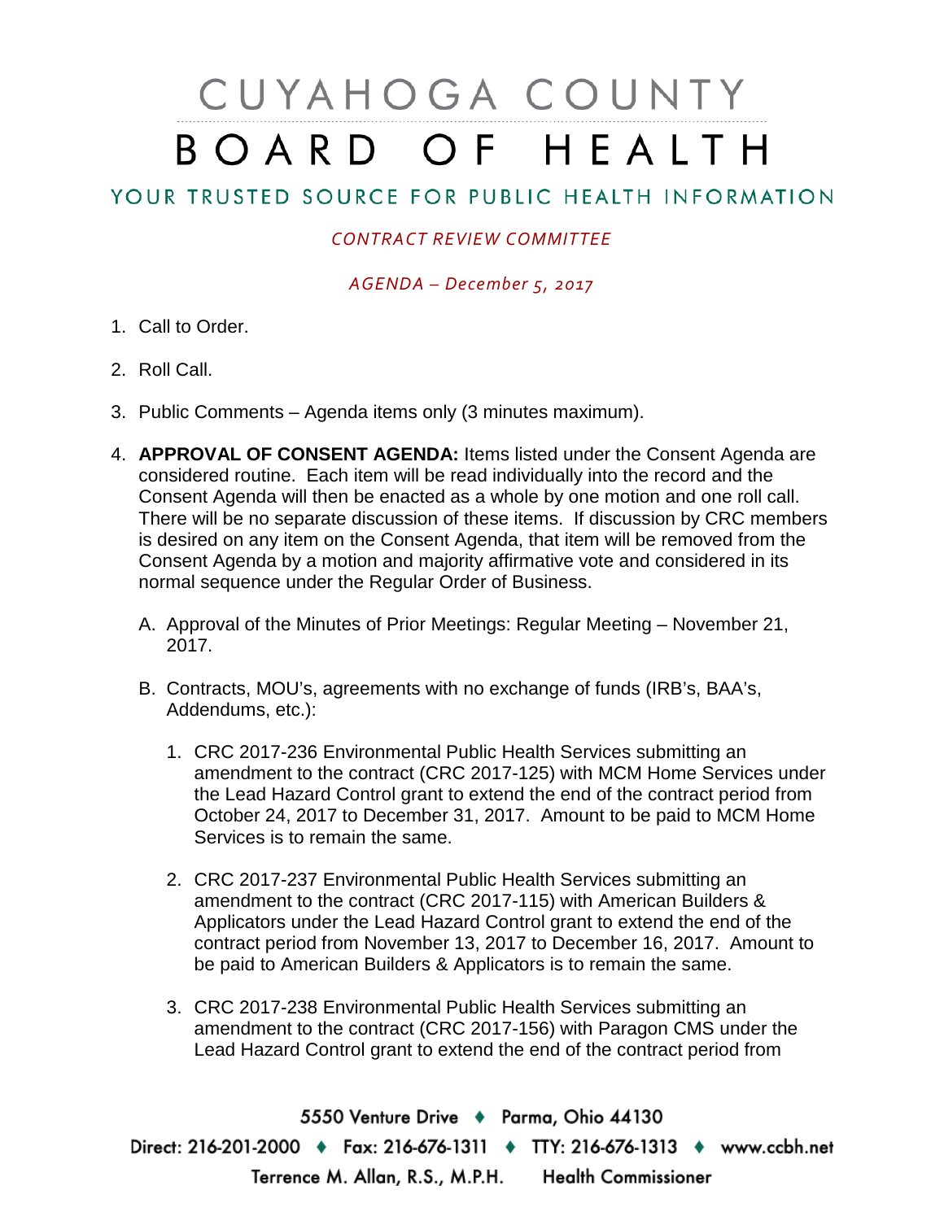# CUYAHOGA COUNTY BOARD OF HEALTH

## YOUR TRUSTED SOURCE FOR PUBLIC HEALTH INFORMATION

*CONTRACT REVIEW COMMITTEE*

*AGENDA – December 5, 2017*

1. Call to Order.

2. Roll Call.

3. Public Comments – Agenda items only (3 minutes maximum).

4. **APPROVAL OF CONSENT AGENDA:** Items listed under the Consent Agenda are considered routine. Each item will be read individually into the record and the Consent Agenda will then be enacted as a whole by one motion and one roll call. There will be no separate discussion of these items. If discussion by CRC members is desired on any item on the Consent Agenda, that item will be removed from the Consent Agenda by a motion and majority affirmative vote and considered in its normal sequence under the Regular Order of Business.

   A. Approval of the Minutes of Prior Meetings: Regular Meeting – November 21, 2017.

   B. Contracts, MOU's, agreements with no exchange of funds (IRB's, BAA's, Addendums, etc.):

      1. CRC 2017-236 Environmental Public Health Services submitting an amendment to the contract (CRC 2017-125) with MCM Home Services under the Lead Hazard Control grant to extend the end of the contract period from October 24, 2017 to December 31, 2017. Amount to be paid to MCM Home Services is to remain the same.

      2. CRC 2017-237 Environmental Public Health Services submitting an amendment to the contract (CRC 2017-115) with American Builders & Applicators under the Lead Hazard Control grant to extend the end of the contract period from November 13, 2017 to December 16, 2017. Amount to be paid to American Builders & Applicators is to remain the same.

      3. CRC 2017-238 Environmental Public Health Services submitting an amendment to the contract (CRC 2017-156) with Paragon CMS under the Lead Hazard Control grant to extend the end of the contract period from

5550 Venture Drive ♦ Parma, Ohio 44130

Direct: 216-201-2000 ♦ Fax: 216-676-1311 ♦ TTY: 216-676-1313 ♦ www.ccbh.net

Terrence M. Allan, R.S., M.P.H. Health Commissioner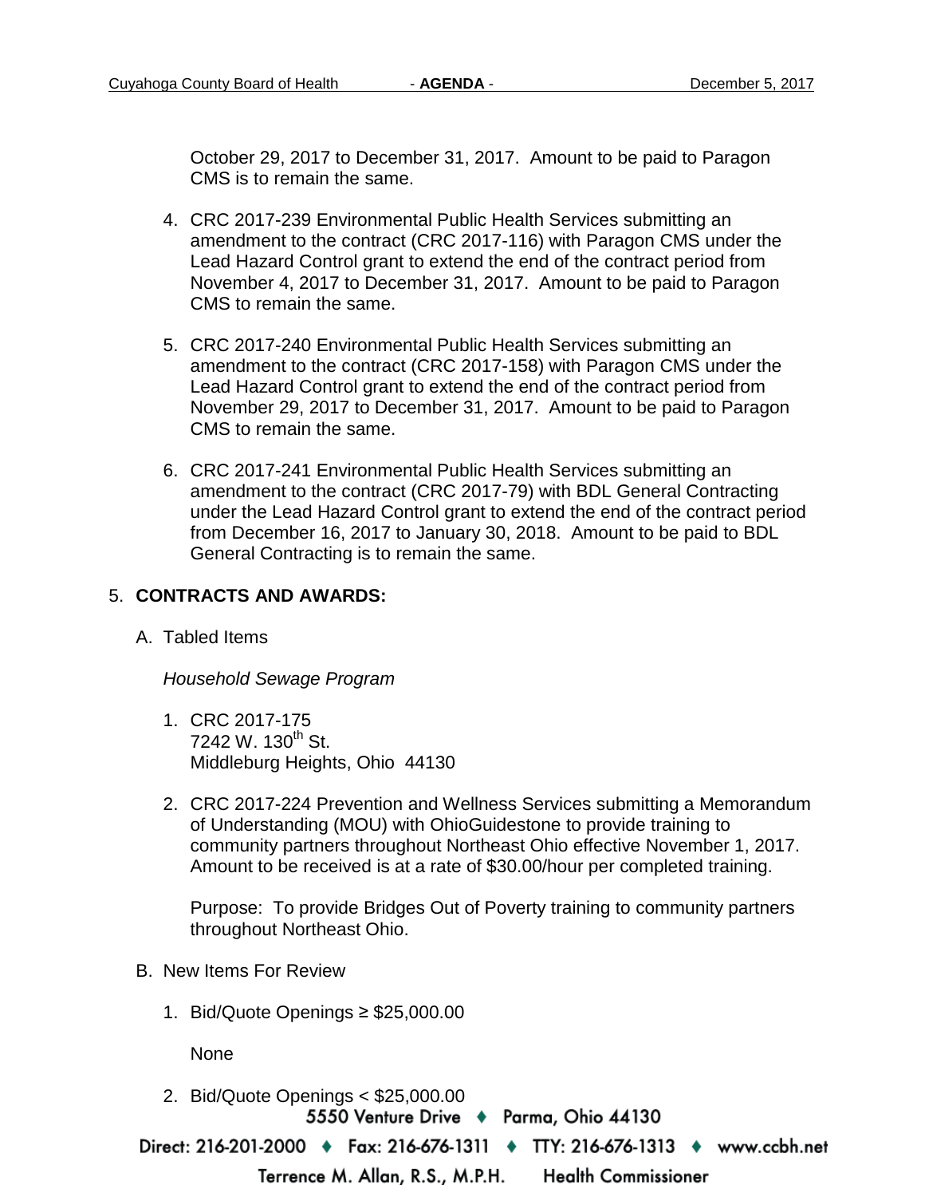October 29, 2017 to December 31, 2017. Amount to be paid to Paragon CMS is to remain the same.

4. CRC 2017-239 Environmental Public Health Services submitting an amendment to the contract (CRC 2017-116) with Paragon CMS under the Lead Hazard Control grant to extend the end of the contract period from November 4, 2017 to December 31, 2017. Amount to be paid to Paragon CMS to remain the same.

5. CRC 2017-240 Environmental Public Health Services submitting an amendment to the contract (CRC 2017-158) with Paragon CMS under the Lead Hazard Control grant to extend the end of the contract period from November 29, 2017 to December 31, 2017. Amount to be paid to Paragon CMS to remain the same.

6. CRC 2017-241 Environmental Public Health Services submitting an amendment to the contract (CRC 2017-79) with BDL General Contracting under the Lead Hazard Control grant to extend the end of the contract period from December 16, 2017 to January 30, 2018. Amount to be paid to BDL General Contracting is to remain the same.

5. **CONTRACTS AND AWARDS:**

A. Tabled Items

*Household Sewage Program*

1. CRC 2017-175
   7242 W. 130th St.
   Middleburg Heights, Ohio 44130

2. CRC 2017-224 Prevention and Wellness Services submitting a Memorandum of Understanding (MOU) with OhioGuidestone to provide training to community partners throughout Northeast Ohio effective November 1, 2017. Amount to be received is at a rate of $30.00/hour per completed training.

   Purpose: To provide Bridges Out of Poverty training to community partners throughout Northeast Ohio.

B. New Items For Review

1. Bid/Quote Openings ≥ $25,000.00

   None

2. Bid/Quote Openings < $25,000.00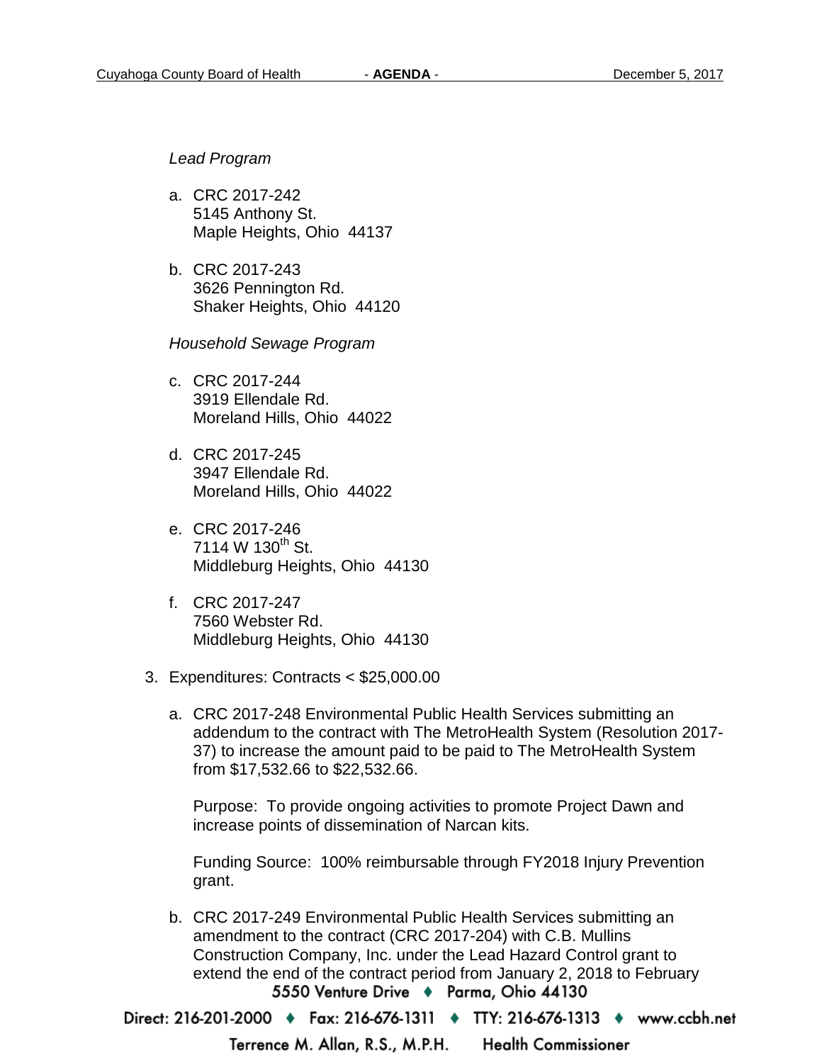*Lead Program*

a. CRC 2017-242
   5145 Anthony St.
   Maple Heights, Ohio 44137

b. CRC 2017-243
   3626 Pennington Rd.
   Shaker Heights, Ohio 44120

*Household Sewage Program*

c. CRC 2017-244
   3919 Ellendale Rd.
   Moreland Hills, Ohio 44022

d. CRC 2017-245
   3947 Ellendale Rd.
   Moreland Hills, Ohio 44022

e. CRC 2017-246
   7114 W 130th St.
   Middleburg Heights, Ohio 44130

f. CRC 2017-247
   7560 Webster Rd.
   Middleburg Heights, Ohio 44130

3. Expenditures: Contracts < $25,000.00

   a. CRC 2017-248 Environmental Public Health Services submitting an addendum to the contract with The MetroHealth System (Resolution 2017-37) to increase the amount paid to be paid to The MetroHealth System from $17,532.66 to $22,532.66.

      Purpose: To provide ongoing activities to promote Project Dawn and increase points of dissemination of Narcan kits.

      Funding Source: 100% reimbursable through FY2018 Injury Prevention grant.

   b. CRC 2017-249 Environmental Public Health Services submitting an amendment to the contract (CRC 2017-204) with C.B. Mullins Construction Company, Inc. under the Lead Hazard Control grant to extend the end of the contract period from January 2, 2018 to February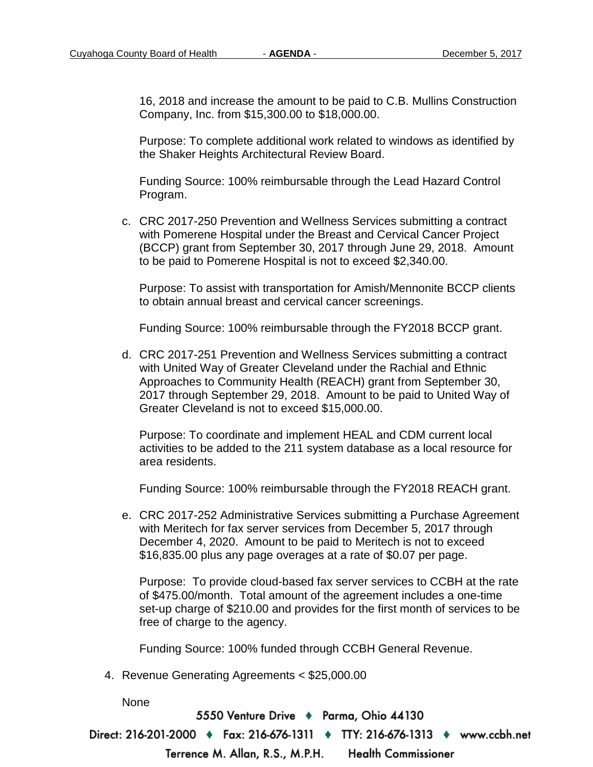16, 2018 and increase the amount to be paid to C.B. Mullins Construction Company, Inc. from $15,300.00 to $18,000.00.

Purpose: To complete additional work related to windows as identified by the Shaker Heights Architectural Review Board.

Funding Source: 100% reimbursable through the Lead Hazard Control Program.

c. CRC 2017-250 Prevention and Wellness Services submitting a contract with Pomerene Hospital under the Breast and Cervical Cancer Project (BCCP) grant from September 30, 2017 through June 29, 2018. Amount to be paid to Pomerene Hospital is not to exceed $2,340.00.

   Purpose: To assist with transportation for Amish/Mennonite BCCP clients to obtain annual breast and cervical cancer screenings.

   Funding Source: 100% reimbursable through the FY2018 BCCP grant.

d. CRC 2017-251 Prevention and Wellness Services submitting a contract with United Way of Greater Cleveland under the Rachial and Ethnic Approaches to Community Health (REACH) grant from September 30, 2017 through September 29, 2018. Amount to be paid to United Way of Greater Cleveland is not to exceed $15,000.00.

   Purpose: To coordinate and implement HEAL and CDM current local activities to be added to the 211 system database as a local resource for area residents.

   Funding Source: 100% reimbursable through the FY2018 REACH grant.

e. CRC 2017-252 Administrative Services submitting a Purchase Agreement with Meritech for fax server services from December 5, 2017 through December 4, 2020. Amount to be paid to Meritech is not to exceed $16,835.00 plus any page overages at a rate of $0.07 per page.

   Purpose: To provide cloud-based fax server services to CCBH at the rate of $475.00/month. Total amount of the agreement includes a one-time set-up charge of $210.00 and provides for the first month of services to be free of charge to the agency.

   Funding Source: 100% funded through CCBH General Revenue.

4. Revenue Generating Agreements < $25,000.00

   None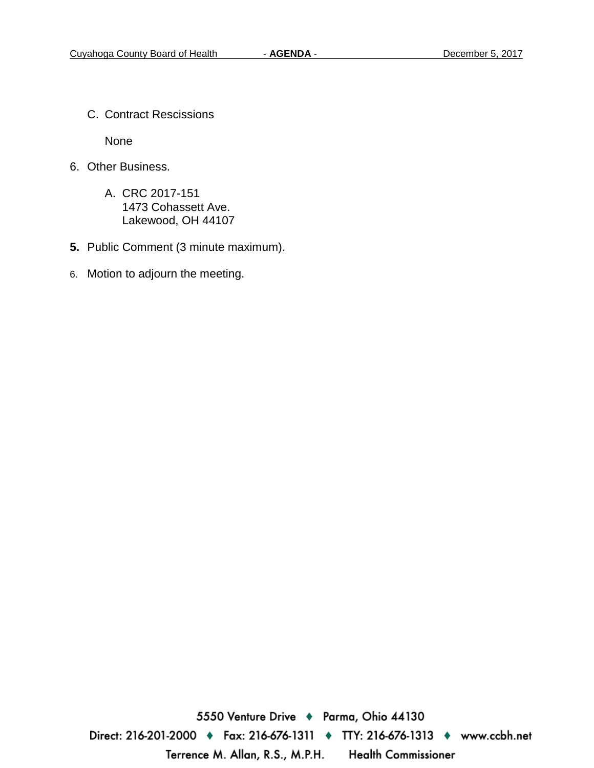C. Contract Rescissions

None

6. Other Business.

   A. CRC 2017-151
      1473 Cohassett Ave.
      Lakewood, OH 44107

**5.** Public Comment (3 minute maximum).

6. Motion to adjourn the meeting.

5550 Venture Drive ♦ Parma, Ohio 44130

Direct: 216-201-2000 ♦ Fax: 216-676-1311 ♦ TTY: 216-676-1313 ♦ www.ccbh.net

Terrence M. Allan, R.S., M.P.H. Health Commissioner